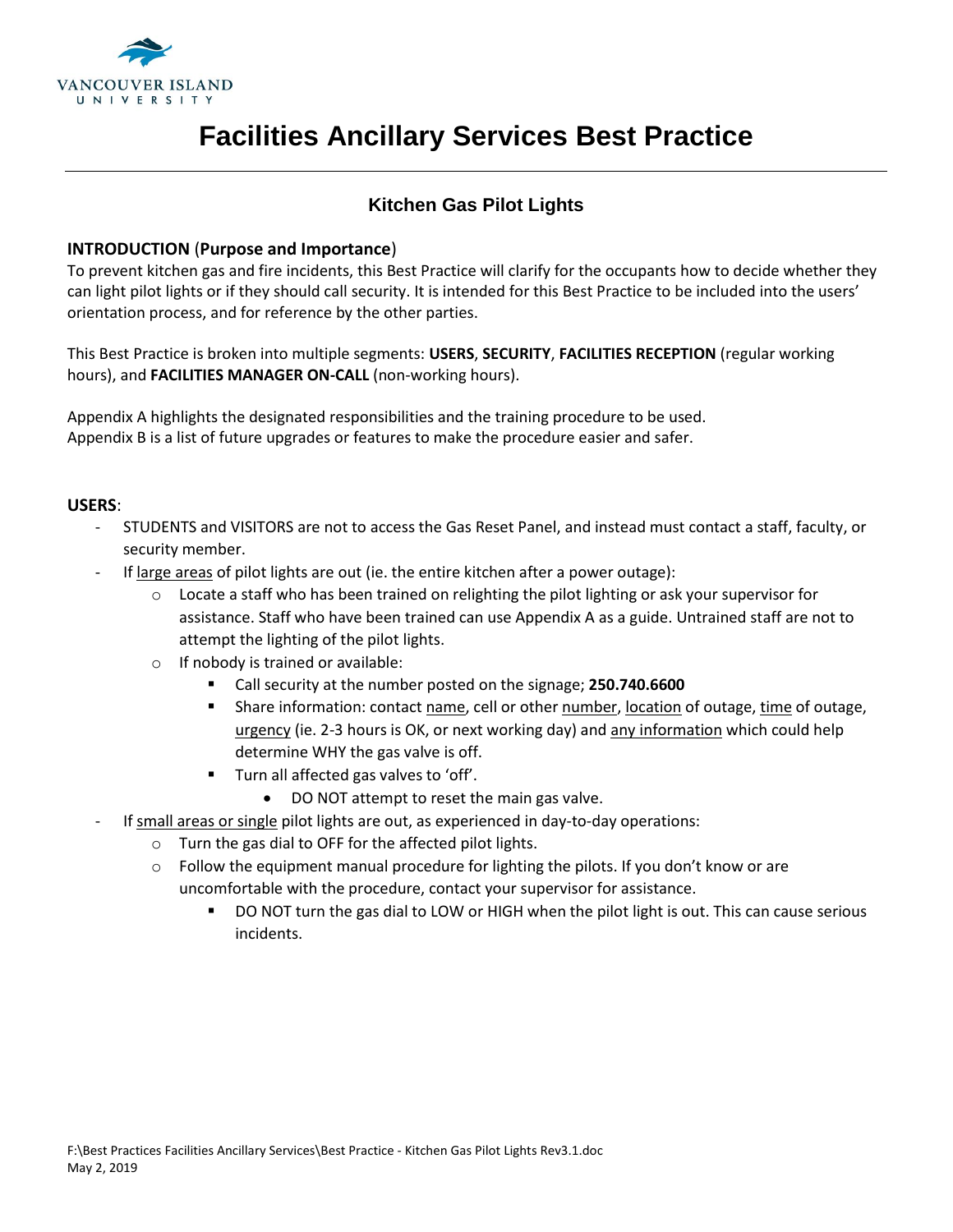VANCOUVER ISLAND
UNIVERSITY

# Facilities Ancillary Services Best Practice

## Kitchen Gas Pilot Lights

**INTRODUCTION** (**Purpose and Importance**)
To prevent kitchen gas and fire incidents, this Best Practice will clarify for the occupants how to decide whether they can light pilot lights or if they should call security. It is intended for this Best Practice to be included into the users' orientation process, and for reference by the other parties.

This Best Practice is broken into multiple segments: **USERS**, **SECURITY**, **FACILITIES RECEPTION** (regular working hours), and **FACILITIES MANAGER ON-CALL** (non-working hours).

Appendix A highlights the designated responsibilities and the training procedure to be used.
Appendix B is a list of future upgrades or features to make the procedure easier and safer.

**USERS**:

- STUDENTS and VISITORS are not to access the Gas Reset Panel, and instead must contact a staff, faculty, or security member.
- If <u>large areas</u> of pilot lights are out (ie. the entire kitchen after a power outage):
  - Locate a staff who has been trained on relighting the pilot lighting or ask your supervisor for assistance. Staff who have been trained can use Appendix A as a guide. Untrained staff are not to attempt the lighting of the pilot lights.
  - If nobody is trained or available:
    - Call security at the number posted on the signage; **250.740.6600**
    - Share information: contact <u>name</u>, cell or other <u>number</u>, <u>location</u> of outage, <u>time</u> of outage, <u>urgency</u> (ie. 2-3 hours is OK, or next working day) and <u>any information</u> which could help determine WHY the gas valve is off.
    - Turn all affected gas valves to 'off'.
      - DO NOT attempt to reset the main gas valve.
- If <u>small areas or single</u> pilot lights are out, as experienced in day-to-day operations:
  - Turn the gas dial to OFF for the affected pilot lights.
  - Follow the equipment manual procedure for lighting the pilots. If you don't know or are uncomfortable with the procedure, contact your supervisor for assistance.
    - DO NOT turn the gas dial to LOW or HIGH when the pilot light is out. This can cause serious incidents.

F:\Best Practices Facilities Ancillary Services\Best Practice - Kitchen Gas Pilot Lights Rev3.1.doc
May 2, 2019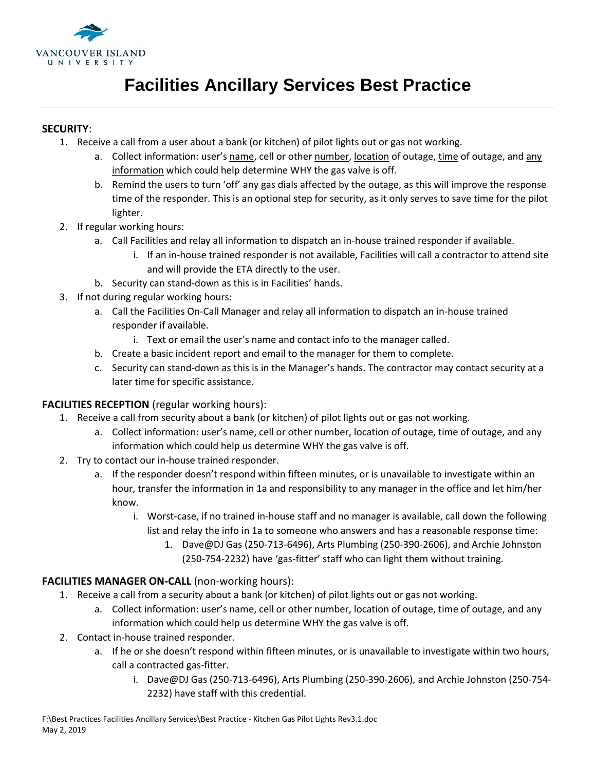VANCOUVER ISLAND UNIVERSITY

# Facilities Ancillary Services Best Practice

**SECURITY**:

1. Receive a call from a user about a bank (or kitchen) of pilot lights out or gas not working.
    a. Collect information: user's <u>name</u>, cell or other <u>number</u>, <u>location</u> of outage, <u>time</u> of outage, and <u>any information</u> which could help determine WHY the gas valve is off.
    b. Remind the users to turn 'off' any gas dials affected by the outage, as this will improve the response time of the responder. This is an optional step for security, as it only serves to save time for the pilot lighter.
2. If regular working hours:
    a. Call Facilities and relay all information to dispatch an in-house trained responder if available.
        i. If an in-house trained responder is not available, Facilities will call a contractor to attend site and will provide the ETA directly to the user.
    b. Security can stand-down as this is in Facilities' hands.
3. If not during regular working hours:
    a. Call the Facilities On-Call Manager and relay all information to dispatch an in-house trained responder if available.
        i. Text or email the user's name and contact info to the manager called.
    b. Create a basic incident report and email to the manager for them to complete.
    c. Security can stand-down as this is in the Manager's hands. The contractor may contact security at a later time for specific assistance.

**FACILITIES RECEPTION** (regular working hours):

1. Receive a call from security about a bank (or kitchen) of pilot lights out or gas not working.
    a. Collect information: user's name, cell or other number, location of outage, time of outage, and any information which could help us determine WHY the gas valve is off.
2. Try to contact our in-house trained responder.
    a. If the responder doesn't respond within fifteen minutes, or is unavailable to investigate within an hour, transfer the information in 1a and responsibility to any manager in the office and let him/her know.
        i. Worst-case, if no trained in-house staff and no manager is available, call down the following list and relay the info in 1a to someone who answers and has a reasonable response time:
            1. Dave@DJ Gas (250-713-6496), Arts Plumbing (250-390-2606), and Archie Johnston (250-754-2232) have 'gas-fitter' staff who can light them without training.

**FACILITIES MANAGER ON-CALL** (non-working hours):

1. Receive a call from a security about a bank (or kitchen) of pilot lights out or gas not working.
    a. Collect information: user's name, cell or other number, location of outage, time of outage, and any information which could help us determine WHY the gas valve is off.
2. Contact in-house trained responder.
    a. If he or she doesn't respond within fifteen minutes, or is unavailable to investigate within two hours, call a contracted gas-fitter.
        i. Dave@DJ Gas (250-713-6496), Arts Plumbing (250-390-2606), and Archie Johnston (250-754-2232) have staff with this credential.

F:\Best Practices Facilities Ancillary Services\Best Practice - Kitchen Gas Pilot Lights Rev3.1.doc
May 2, 2019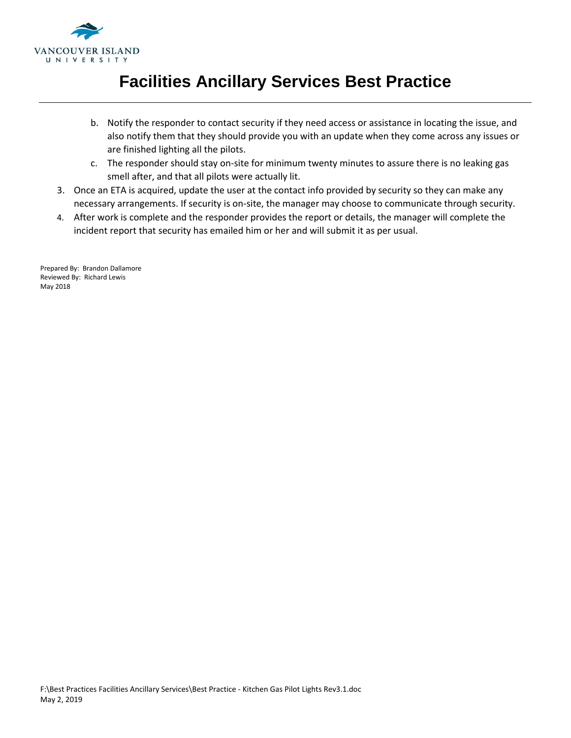b. Notify the responder to contact security if they need access or assistance in locating the issue, and also notify them that they should provide you with an update when they come across any issues or are finished lighting all the pilots.
c. The responder should stay on-site for minimum twenty minutes to assure there is no leaking gas smell after, and that all pilots were actually lit.

3. Once an ETA is acquired, update the user at the contact info provided by security so they can make any necessary arrangements. If security is on-site, the manager may choose to communicate through security.
4. After work is complete and the responder provides the report or details, the manager will complete the incident report that security has emailed him or her and will submit it as per usual.

Prepared By: Brandon Dallamore
Reviewed By: Richard Lewis
May 2018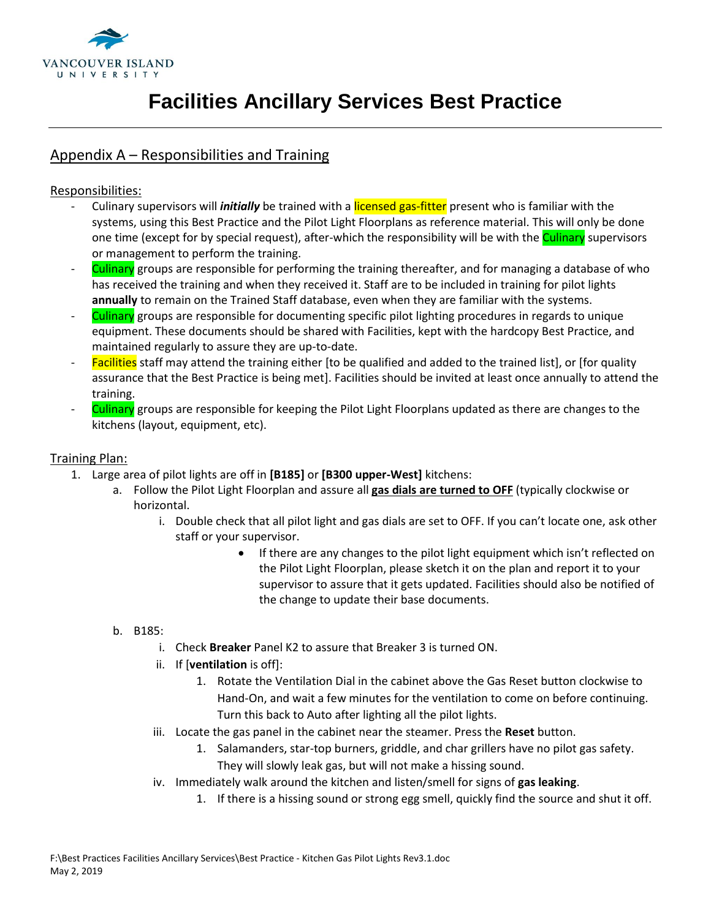# Facilities Ancillary Services Best Practice

## Appendix A – Responsibilities and Training

### Responsibilities:

- Culinary supervisors will ***initially*** be trained with a licensed gas-fitter present who is familiar with the systems, using this Best Practice and the Pilot Light Floorplans as reference material. This will only be done one time (except for by special request), after-which the responsibility will be with the Culinary supervisors or management to perform the training.
- Culinary groups are responsible for performing the training thereafter, and for managing a database of who has received the training and when they received it. Staff are to be included in training for pilot lights **annually** to remain on the Trained Staff database, even when they are familiar with the systems.
- Culinary groups are responsible for documenting specific pilot lighting procedures in regards to unique equipment. These documents should be shared with Facilities, kept with the hardcopy Best Practice, and maintained regularly to assure they are up-to-date.
- Facilities staff may attend the training either [to be qualified and added to the trained list], or [for quality assurance that the Best Practice is being met]. Facilities should be invited at least once annually to attend the training.
- Culinary groups are responsible for keeping the Pilot Light Floorplans updated as there are changes to the kitchens (layout, equipment, etc).

### Training Plan:

1. Large area of pilot lights are off in **[B185]** or **[B300 upper-West]** kitchens:
    a. Follow the Pilot Light Floorplan and assure all **gas dials are turned to OFF** (typically clockwise or horizontal.
        i. Double check that all pilot light and gas dials are set to OFF. If you can't locate one, ask other staff or your supervisor.
            - If there are any changes to the pilot light equipment which isn't reflected on the Pilot Light Floorplan, please sketch it on the plan and report it to your supervisor to assure that it gets updated. Facilities should also be notified of the change to update their base documents.

    b. B185:
        i. Check **Breaker** Panel K2 to assure that Breaker 3 is turned ON.
        ii. If [**ventilation** is off]:
            1. Rotate the Ventilation Dial in the cabinet above the Gas Reset button clockwise to Hand-On, and wait a few minutes for the ventilation to come on before continuing. Turn this back to Auto after lighting all the pilot lights.
        iii. Locate the gas panel in the cabinet near the steamer. Press the **Reset** button.
            1. Salamanders, star-top burners, griddle, and char grillers have no pilot gas safety. They will slowly leak gas, but will not make a hissing sound.
        iv. Immediately walk around the kitchen and listen/smell for signs of **gas leaking**.
            1. If there is a hissing sound or strong egg smell, quickly find the source and shut it off.

F:\Best Practices Facilities Ancillary Services\Best Practice - Kitchen Gas Pilot Lights Rev3.1.doc
May 2, 2019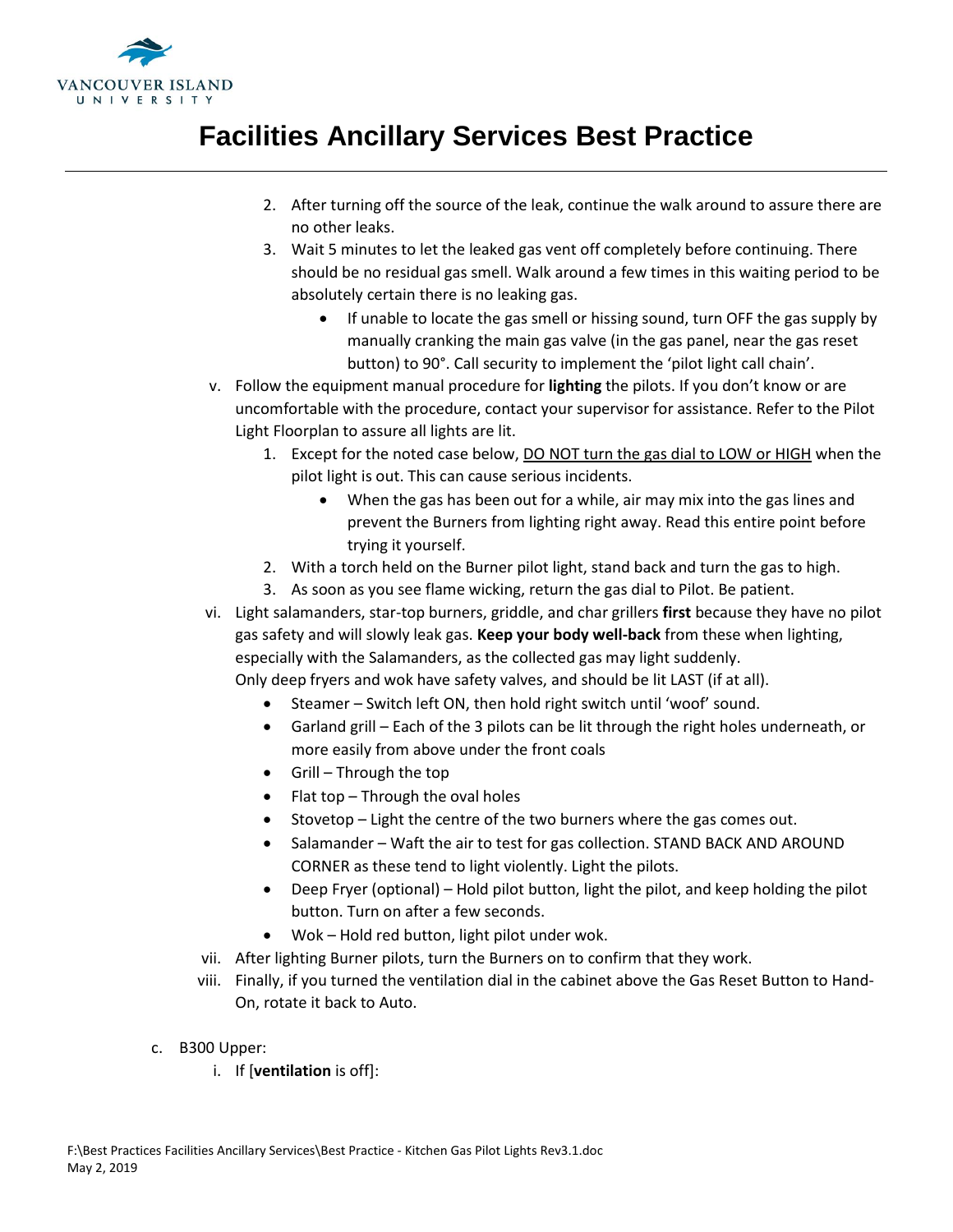2. After turning off the source of the leak, continue the walk around to assure there are no other leaks.
3. Wait 5 minutes to let the leaked gas vent off completely before continuing. There should be no residual gas smell. Walk around a few times in this waiting period to be absolutely certain there is no leaking gas.
    - If unable to locate the gas smell or hissing sound, turn OFF the gas supply by manually cranking the main gas valve (in the gas panel, near the gas reset button) to 90°. Call security to implement the 'pilot light call chain'.

v. Follow the equipment manual procedure for **lighting** the pilots. If you don't know or are uncomfortable with the procedure, contact your supervisor for assistance. Refer to the Pilot Light Floorplan to assure all lights are lit.

1. Except for the noted case below, <u>DO NOT turn the gas dial to LOW or HIGH</u> when the pilot light is out. This can cause serious incidents.
    - When the gas has been out for a while, air may mix into the gas lines and prevent the Burners from lighting right away. Read this entire point before trying it yourself.
2. With a torch held on the Burner pilot light, stand back and turn the gas to high.
3. As soon as you see flame wicking, return the gas dial to Pilot. Be patient.

vi. Light salamanders, star-top burners, griddle, and char grillers **first** because they have no pilot gas safety and will slowly leak gas. **Keep your body well-back** from these when lighting, especially with the Salamanders, as the collected gas may light suddenly.
Only deep fryers and wok have safety valves, and should be lit LAST (if at all).

- Steamer – Switch left ON, then hold right switch until 'woof' sound.
- Garland grill – Each of the 3 pilots can be lit through the right holes underneath, or more easily from above under the front coals
- Grill – Through the top
- Flat top – Through the oval holes
- Stovetop – Light the centre of the two burners where the gas comes out.
- Salamander – Waft the air to test for gas collection. STAND BACK AND AROUND CORNER as these tend to light violently. Light the pilots.
- Deep Fryer (optional) – Hold pilot button, light the pilot, and keep holding the pilot button. Turn on after a few seconds.
- Wok – Hold red button, light pilot under wok.

vii. After lighting Burner pilots, turn the Burners on to confirm that they work.

viii. Finally, if you turned the ventilation dial in the cabinet above the Gas Reset Button to Hand-On, rotate it back to Auto.

c. B300 Upper:

i. If [**ventilation** is off]: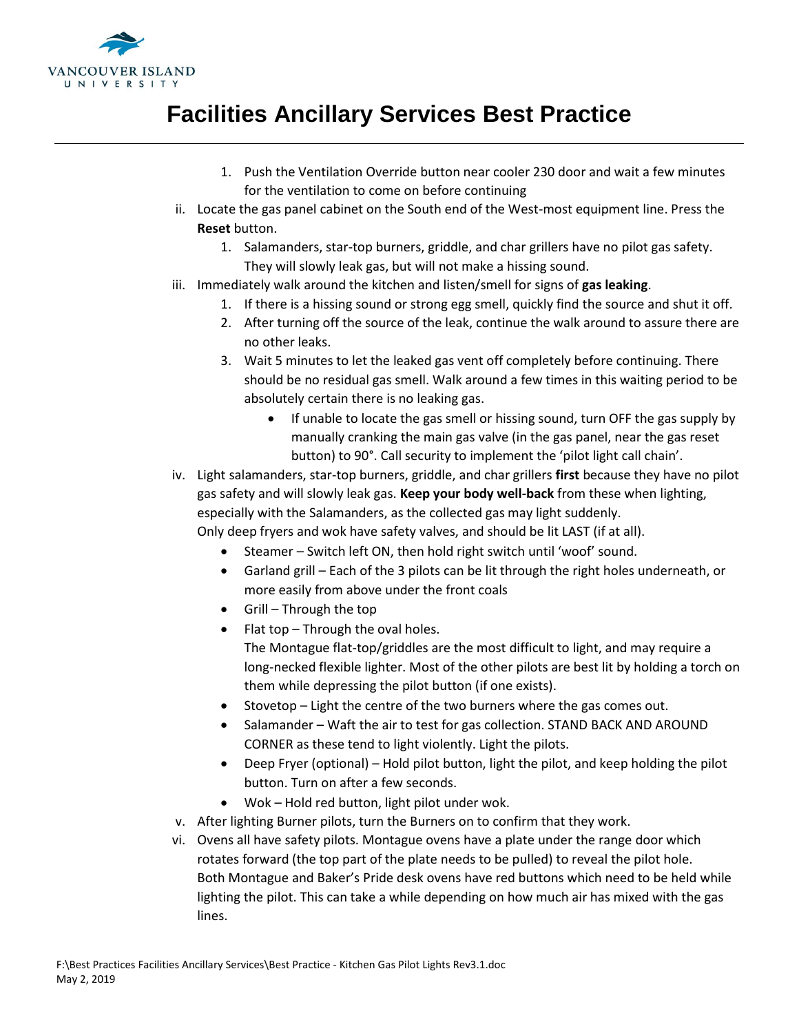1. Push the Ventilation Override button near cooler 230 door and wait a few minutes for the ventilation to come on before continuing

ii. Locate the gas panel cabinet on the South end of the West-most equipment line. Press the **Reset** button.

   1. Salamanders, star-top burners, griddle, and char grillers have no pilot gas safety. They will slowly leak gas, but will not make a hissing sound.

iii. Immediately walk around the kitchen and listen/smell for signs of **gas leaking**.

   1. If there is a hissing sound or strong egg smell, quickly find the source and shut it off.
   2. After turning off the source of the leak, continue the walk around to assure there are no other leaks.
   3. Wait 5 minutes to let the leaked gas vent off completely before continuing. There should be no residual gas smell. Walk around a few times in this waiting period to be absolutely certain there is no leaking gas.
      - If unable to locate the gas smell or hissing sound, turn OFF the gas supply by manually cranking the main gas valve (in the gas panel, near the gas reset button) to 90°. Call security to implement the 'pilot light call chain'.

iv. Light salamanders, star-top burners, griddle, and char grillers **first** because they have no pilot gas safety and will slowly leak gas. **Keep your body well-back** from these when lighting, especially with the Salamanders, as the collected gas may light suddenly.
Only deep fryers and wok have safety valves, and should be lit LAST (if at all).

   - Steamer – Switch left ON, then hold right switch until 'woof' sound.
   - Garland grill – Each of the 3 pilots can be lit through the right holes underneath, or more easily from above under the front coals
   - Grill – Through the top
   - Flat top – Through the oval holes.
     The Montague flat-top/griddles are the most difficult to light, and may require a long-necked flexible lighter. Most of the other pilots are best lit by holding a torch on them while depressing the pilot button (if one exists).
   - Stovetop – Light the centre of the two burners where the gas comes out.
   - Salamander – Waft the air to test for gas collection. STAND BACK AND AROUND CORNER as these tend to light violently. Light the pilots.
   - Deep Fryer (optional) – Hold pilot button, light the pilot, and keep holding the pilot button. Turn on after a few seconds.
   - Wok – Hold red button, light pilot under wok.

v. After lighting Burner pilots, turn the Burners on to confirm that they work.

vi. Ovens all have safety pilots. Montague ovens have a plate under the range door which rotates forward (the top part of the plate needs to be pulled) to reveal the pilot hole.
Both Montague and Baker's Pride desk ovens have red buttons which need to be held while lighting the pilot. This can take a while depending on how much air has mixed with the gas lines.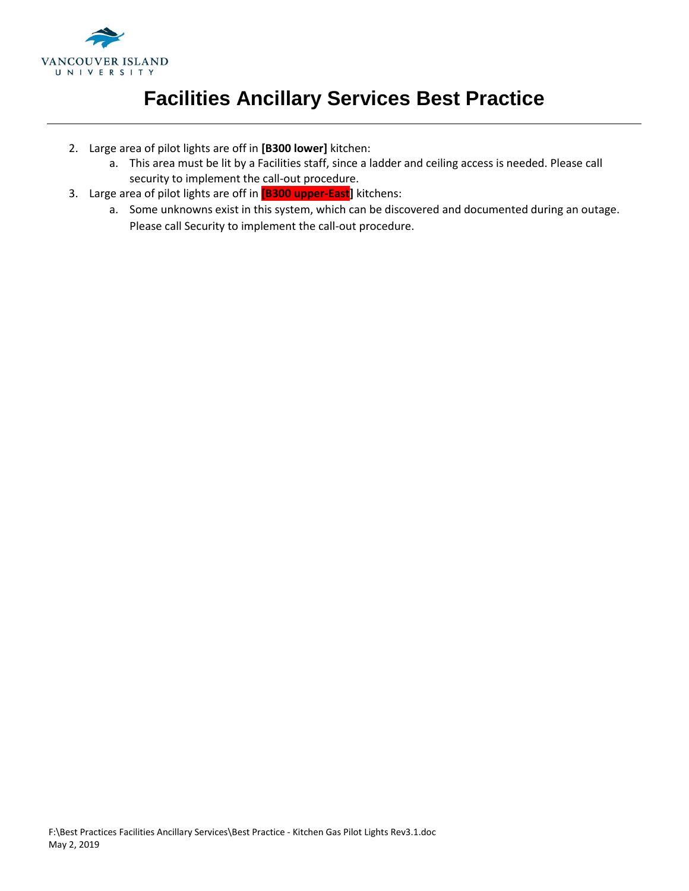2. Large area of pilot lights are off in **[B300 lower]** kitchen:
   a. This area must be lit by a Facilities staff, since a ladder and ceiling access is needed. Please call security to implement the call-out procedure.
3. Large area of pilot lights are off in **[B300 upper-East]** kitchens:
   a. Some unknowns exist in this system, which can be discovered and documented during an outage. Please call Security to implement the call-out procedure.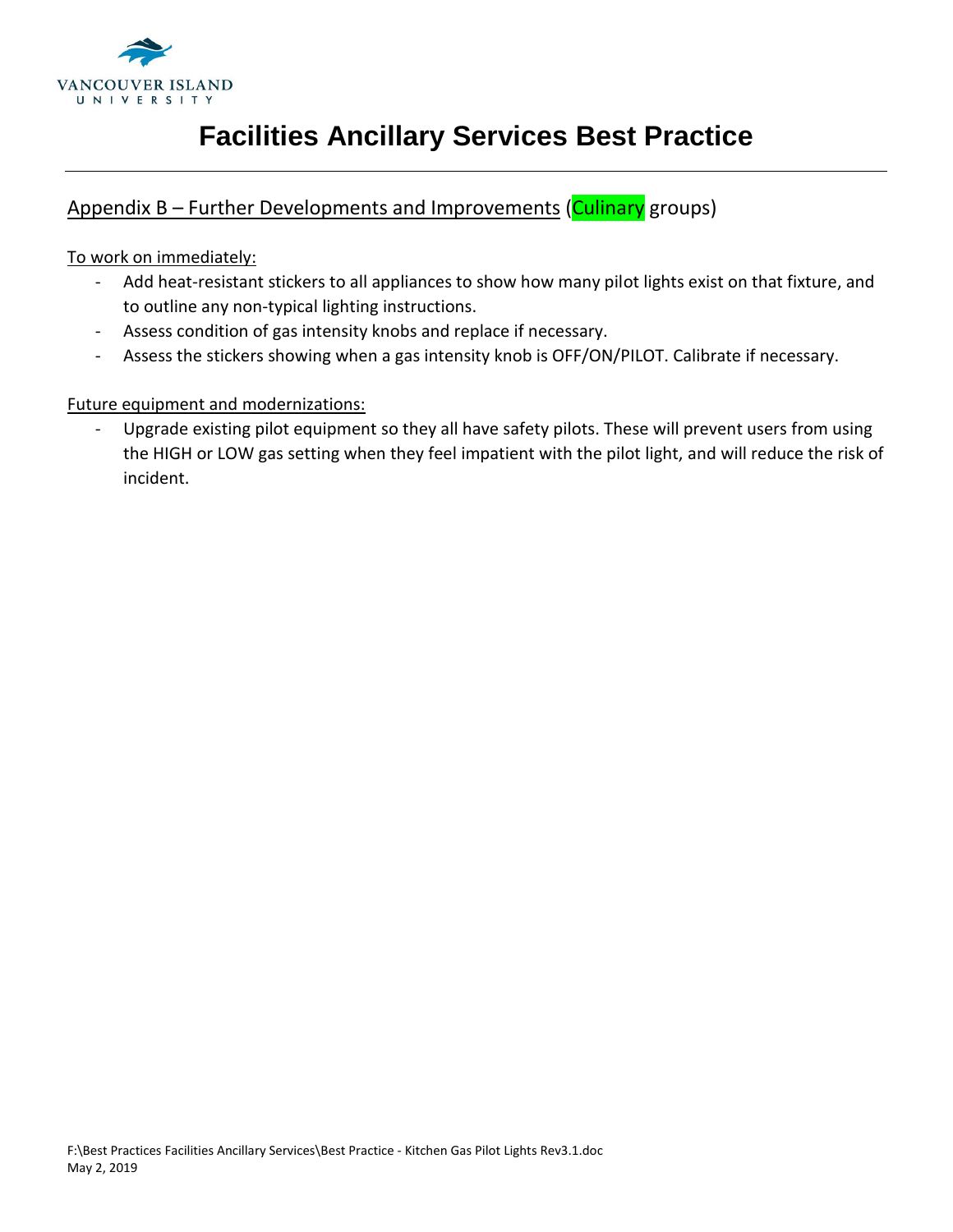# Facilities Ancillary Services Best Practice

## Appendix B – Further Developments and Improvements (Culinary groups)

To work on immediately:

- Add heat-resistant stickers to all appliances to show how many pilot lights exist on that fixture, and to outline any non-typical lighting instructions.
- Assess condition of gas intensity knobs and replace if necessary.
- Assess the stickers showing when a gas intensity knob is OFF/ON/PILOT. Calibrate if necessary.

Future equipment and modernizations:

- Upgrade existing pilot equipment so they all have safety pilots. These will prevent users from using the HIGH or LOW gas setting when they feel impatient with the pilot light, and will reduce the risk of incident.